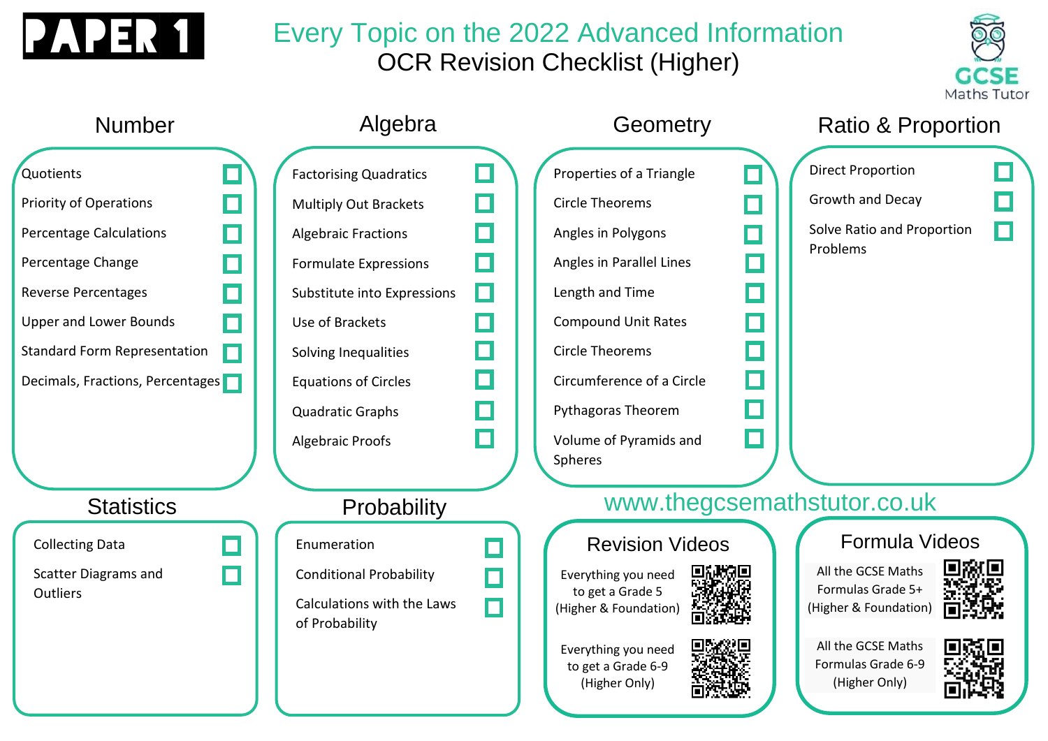# PAPER 1

## Every Topic on the 2022 Advanced Information
## OCR Revision Checklist (Higher)

GCSE Maths Tutor

### Number

- [ ] Quotients
- [ ] Priority of Operations
- [ ] Percentage Calculations
- [ ] Percentage Change
- [ ] Reverse Percentages
- [ ] Upper and Lower Bounds
- [ ] Standard Form Representation
- [ ] Decimals, Fractions, Percentages

### Algebra

- [ ] Factorising Quadratics
- [ ] Multiply Out Brackets
- [ ] Algebraic Fractions
- [ ] Formulate Expressions
- [ ] Substitute into Expressions
- [ ] Use of Brackets
- [ ] Solving Inequalities
- [ ] Equations of Circles
- [ ] Quadratic Graphs
- [ ] Algebraic Proofs

### Geometry

- [ ] Properties of a Triangle
- [ ] Circle Theorems
- [ ] Angles in Polygons
- [ ] Angles in Parallel Lines
- [ ] Length and Time
- [ ] Compound Unit Rates
- [ ] Circle Theorems
- [ ] Circumference of a Circle
- [ ] Pythagoras Theorem
- [ ] Volume of Pyramids and Spheres

### Ratio & Proportion

- [ ] Direct Proportion
- [ ] Growth and Decay
- [ ] Solve Ratio and Proportion Problems

### Statistics

- [ ] Collecting Data
- [ ] Scatter Diagrams and Outliers

### Probability

- [ ] Enumeration
- [ ] Conditional Probability
- [ ] Calculations with the Laws of Probability

www.thegcsemathstutor.co.uk

### Revision Videos

Everything you need to get a Grade 5 (Higher & Foundation)

Everything you need to get a Grade 6-9 (Higher Only)

### Formula Videos

All the GCSE Maths Formulas Grade 5+ (Higher & Foundation)

All the GCSE Maths Formulas Grade 6-9 (Higher Only)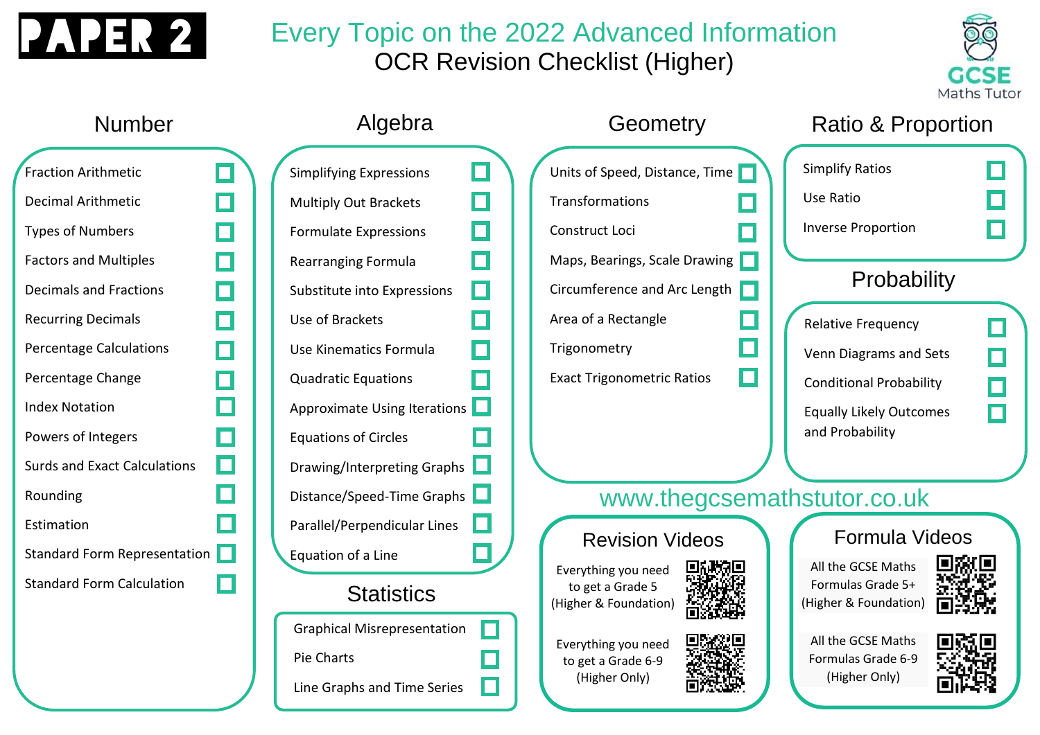# PAPER 2

## Every Topic on the 2022 Advanced Information
## OCR Revision Checklist (Higher)

GCSE Maths Tutor

### Number

- [ ] Fraction Arithmetic
- [ ] Decimal Arithmetic
- [ ] Types of Numbers
- [ ] Factors and Multiples
- [ ] Decimals and Fractions
- [ ] Recurring Decimals
- [ ] Percentage Calculations
- [ ] Percentage Change
- [ ] Index Notation
- [ ] Powers of Integers
- [ ] Surds and Exact Calculations
- [ ] Rounding
- [ ] Estimation
- [ ] Standard Form Representation
- [ ] Standard Form Calculation

### Algebra

- [ ] Simplifying Expressions
- [ ] Multiply Out Brackets
- [ ] Formulate Expressions
- [ ] Rearranging Formula
- [ ] Substitute into Expressions
- [ ] Use of Brackets
- [ ] Use Kinematics Formula
- [ ] Quadratic Equations
- [ ] Approximate Using Iterations
- [ ] Equations of Circles
- [ ] Drawing/Interpreting Graphs
- [ ] Distance/Speed-Time Graphs
- [ ] Parallel/Perpendicular Lines
- [ ] Equation of a Line

### Statistics

- [ ] Graphical Misrepresentation
- [ ] Pie Charts
- [ ] Line Graphs and Time Series

### Geometry

- [ ] Units of Speed, Distance, Time
- [ ] Transformations
- [ ] Construct Loci
- [ ] Maps, Bearings, Scale Drawing
- [ ] Circumference and Arc Length
- [ ] Area of a Rectangle
- [ ] Trigonometry
- [ ] Exact Trigonometric Ratios

### Ratio & Proportion

- [ ] Simplify Ratios
- [ ] Use Ratio
- [ ] Inverse Proportion

### Probability

- [ ] Relative Frequency
- [ ] Venn Diagrams and Sets
- [ ] Conditional Probability
- [ ] Equally Likely Outcomes and Probability

www.thegcsemathstutor.co.uk

### Revision Videos

Everything you need to get a Grade 5 (Higher & Foundation)

Everything you need to get a Grade 6-9 (Higher Only)

### Formula Videos

All the GCSE Maths Formulas Grade 5+ (Higher & Foundation)

All the GCSE Maths Formulas Grade 6-9 (Higher Only)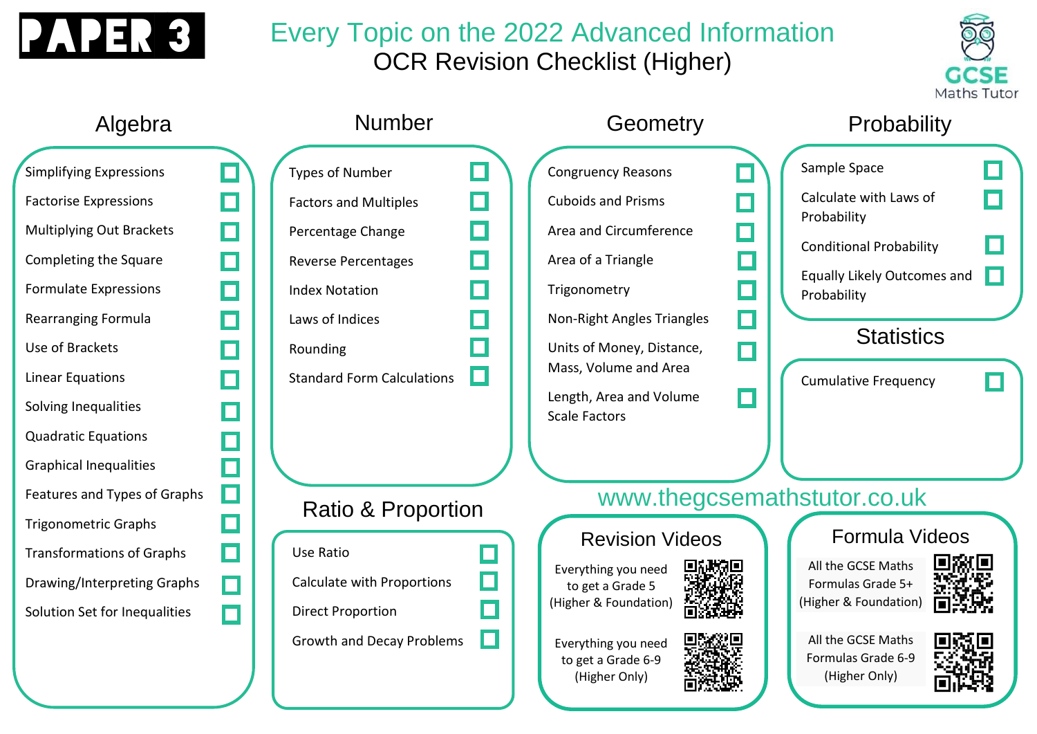# PAPER 3

## Every Topic on the 2022 Advanced Information
## OCR Revision Checklist (Higher)

GCSE Maths Tutor

### Algebra

- Simplifying Expressions ☐
- Factorise Expressions ☐
- Multiplying Out Brackets ☐
- Completing the Square ☐
- Formulate Expressions ☐
- Rearranging Formula ☐
- Use of Brackets ☐
- Linear Equations ☐
- Solving Inequalities ☐
- Quadratic Equations ☐
- Graphical Inequalities ☐
- Features and Types of Graphs ☐
- Trigonometric Graphs ☐
- Transformations of Graphs ☐
- Drawing/Interpreting Graphs ☐
- Solution Set for Inequalities ☐

### Number

- Types of Number ☐
- Factors and Multiples ☐
- Percentage Change ☐
- Reverse Percentages ☐
- Index Notation ☐
- Laws of Indices ☐
- Rounding ☐
- Standard Form Calculations ☐

### Ratio & Proportion

- Use Ratio ☐
- Calculate with Proportions ☐
- Direct Proportion ☐
- Growth and Decay Problems ☐

### Geometry

- Congruency Reasons ☐
- Cuboids and Prisms ☐
- Area and Circumference ☐
- Area of a Triangle ☐
- Trigonometry ☐
- Non-Right Angles Triangles ☐
- Units of Money, Distance, Mass, Volume and Area ☐
- Length, Area and Volume Scale Factors ☐

### Probability

- Sample Space ☐
- Calculate with Laws of Probability ☐
- Conditional Probability ☐
- Equally Likely Outcomes and Probability ☐

### Statistics

- Cumulative Frequency ☐

www.thegcsemathstutor.co.uk

### Revision Videos

Everything you need to get a Grade 5 (Higher & Foundation)

Everything you need to get a Grade 6-9 (Higher Only)

### Formula Videos

All the GCSE Maths Formulas Grade 5+ (Higher & Foundation)

All the GCSE Maths Formulas Grade 6-9 (Higher Only)